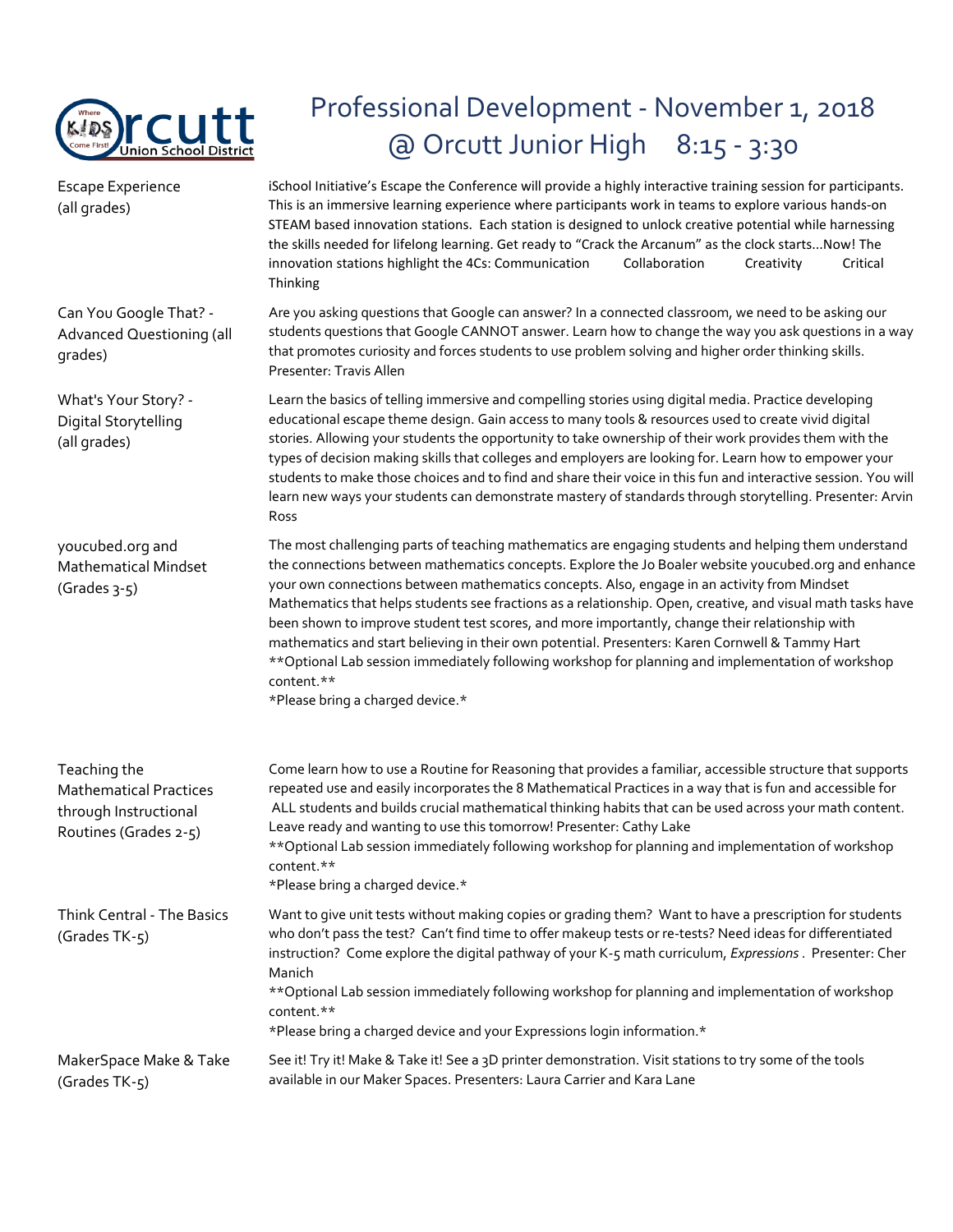# Professional Development - November 1, 2018 @ Orcutt Junior High 8:15 - 3:30

Orcutt Union School District

| Session | Description |
|---|---|
| Escape Experience (all grades) | iSchool Initiative's Escape the Conference will provide a highly interactive training session for participants. This is an immersive learning experience where participants work in teams to explore various hands-on STEAM based innovation stations. Each station is designed to unlock creative potential while harnessing the skills needed for lifelong learning. Get ready to "Crack the Arcanum" as the clock starts...Now! The innovation stations highlight the 4Cs: Communication Collaboration Creativity Critical Thinking |
| Can You Google That? - Advanced Questioning (all grades) | Are you asking questions that Google can answer? In a connected classroom, we need to be asking our students questions that Google CANNOT answer. Learn how to change the way you ask questions in a way that promotes curiosity and forces students to use problem solving and higher order thinking skills. Presenter: Travis Allen |
| What's Your Story? - Digital Storytelling (all grades) | Learn the basics of telling immersive and compelling stories using digital media. Practice developing educational escape theme design. Gain access to many tools & resources used to create vivid digital stories. Allowing your students the opportunity to take ownership of their work provides them with the types of decision making skills that colleges and employers are looking for. Learn how to empower your students to make those choices and to find and share their voice in this fun and interactive session. You will learn new ways your students can demonstrate mastery of standards through storytelling. Presenter: Arvin Ross |
| youcubed.org and Mathematical Mindset (Grades 3-5) | The most challenging parts of teaching mathematics are engaging students and helping them understand the connections between mathematics concepts. Explore the Jo Boaler website youcubed.org and enhance your own connections between mathematics concepts. Also, engage in an activity from Mindset Mathematics that helps students see fractions as a relationship. Open, creative, and visual math tasks have been shown to improve student test scores, and more importantly, change their relationship with mathematics and start believing in their own potential. Presenters: Karen Cornwell & Tammy Hart<br>**Optional Lab session immediately following workshop for planning and implementation of workshop content.**<br>*Please bring a charged device.* |
| Teaching the Mathematical Practices through Instructional Routines (Grades 2-5) | Come learn how to use a Routine for Reasoning that provides a familiar, accessible structure that supports repeated use and easily incorporates the 8 Mathematical Practices in a way that is fun and accessible for ALL students and builds crucial mathematical thinking habits that can be used across your math content. Leave ready and wanting to use this tomorrow! Presenter: Cathy Lake<br>**Optional Lab session immediately following workshop for planning and implementation of workshop content.**<br>*Please bring a charged device.* |
| Think Central - The Basics (Grades TK-5) | Want to give unit tests without making copies or grading them? Want to have a prescription for students who don't pass the test? Can't find time to offer makeup tests or re-tests? Need ideas for differentiated instruction? Come explore the digital pathway of your K-5 math curriculum, *Expressions* . Presenter: Cher Manich<br>**Optional Lab session immediately following workshop for planning and implementation of workshop content.**<br>*Please bring a charged device and your Expressions login information.* |
| MakerSpace Make & Take (Grades TK-5) | See it! Try it! Make & Take it! See a 3D printer demonstration. Visit stations to try some of the tools available in our Maker Spaces. Presenters: Laura Carrier and Kara Lane |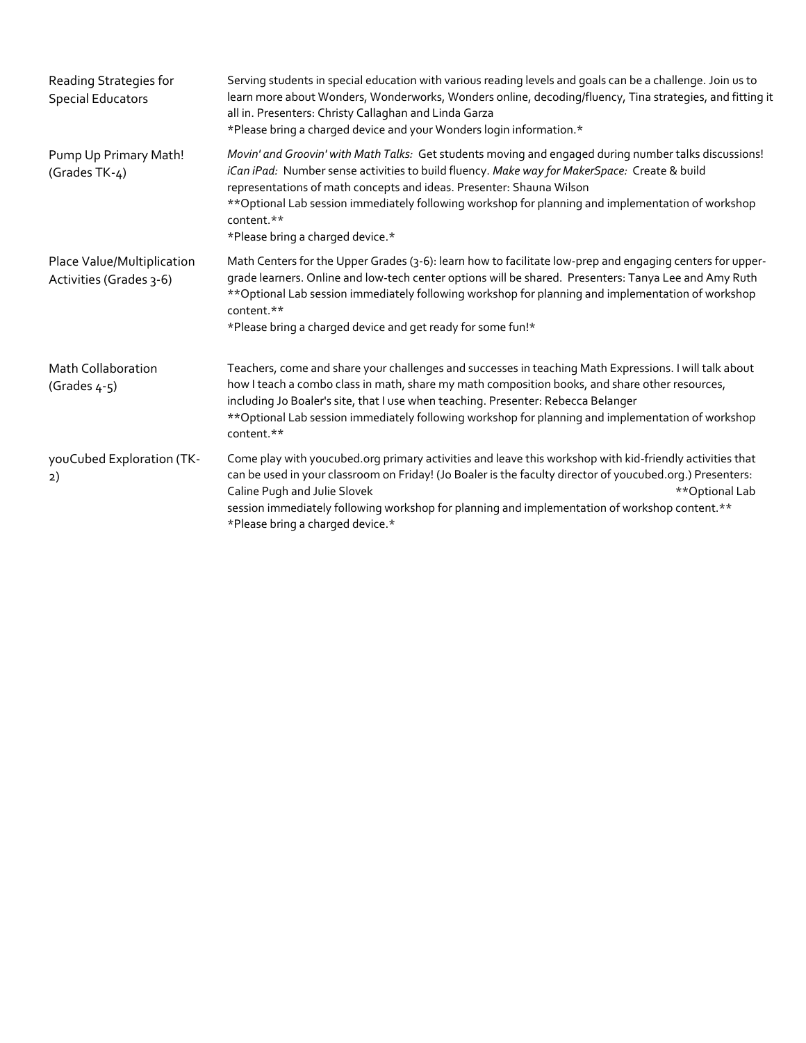| | |
|---|---|
| Reading Strategies for Special Educators | Serving students in special education with various reading levels and goals can be a challenge. Join us to learn more about Wonders, Wonderworks, Wonders online, decoding/fluency, Tina strategies, and fitting it all in. Presenters: Christy Callaghan and Linda Garza<br>*Please bring a charged device and your Wonders login information.* |
| Pump Up Primary Math! (Grades TK-4) | *Movin' and Groovin' with Math Talks:* Get students moving and engaged during number talks discussions! *iCan iPad:* Number sense activities to build fluency. *Make way for MakerSpace:* Create & build representations of math concepts and ideas. Presenter: Shauna Wilson<br>**Optional Lab session immediately following workshop for planning and implementation of workshop content.**<br>*Please bring a charged device.* |
| Place Value/Multiplication Activities (Grades 3-6) | Math Centers for the Upper Grades (3-6): learn how to facilitate low-prep and engaging centers for upper-grade learners. Online and low-tech center options will be shared. Presenters: Tanya Lee and Amy Ruth<br>**Optional Lab session immediately following workshop for planning and implementation of workshop content.**<br>*Please bring a charged device and get ready for some fun!* |
| Math Collaboration (Grades 4-5) | Teachers, come and share your challenges and successes in teaching Math Expressions. I will talk about how I teach a combo class in math, share my math composition books, and share other resources, including Jo Boaler's site, that I use when teaching. Presenter: Rebecca Belanger<br>**Optional Lab session immediately following workshop for planning and implementation of workshop content.** |
| youCubed Exploration (TK-2) | Come play with youcubed.org primary activities and leave this workshop with kid-friendly activities that can be used in your classroom on Friday! (Jo Boaler is the faculty director of youcubed.org.) Presenters: Caline Pugh and Julie Slovek **Optional Lab session immediately following workshop for planning and implementation of workshop content.**<br>*Please bring a charged device.* |